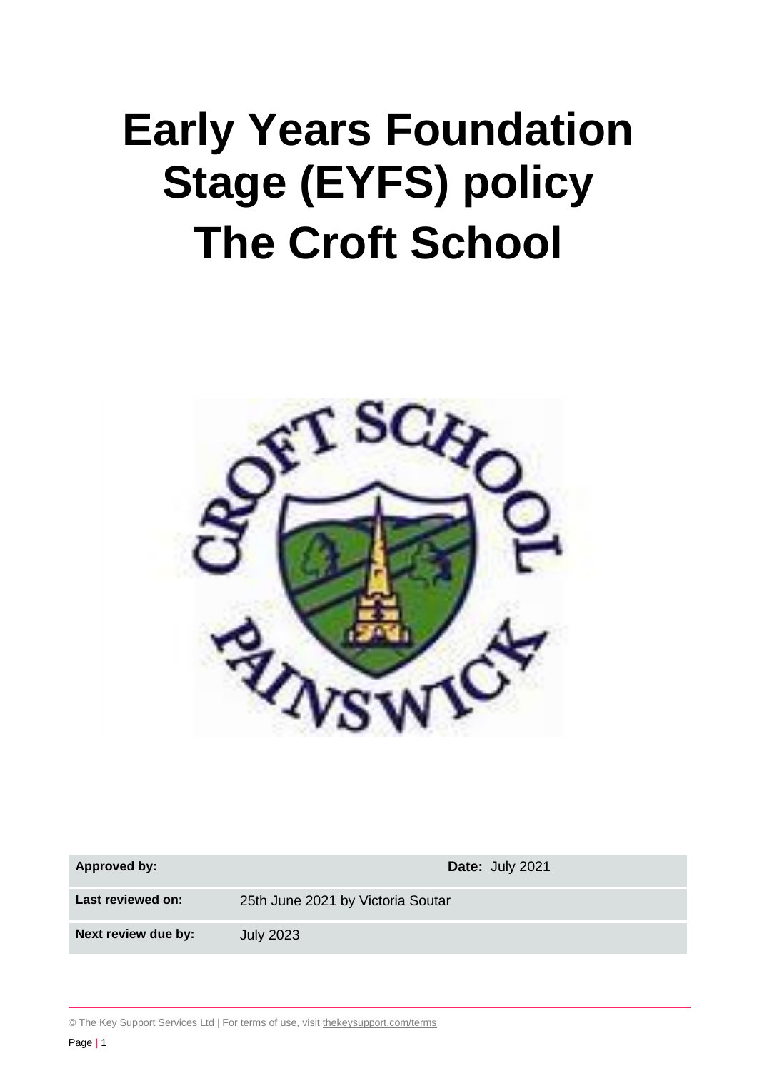# Early Years Foundation Stage (EYFS) policy

# The Croft School

| Approved by: | | Date: July 2021 |
|---|---|---|
| Last reviewed on: | 25th June 2021 by Victoria Soutar | |
| Next review due by: | July 2023 | |

© The Key Support Services Ltd | For terms of use, visit thekeysupport.com/terms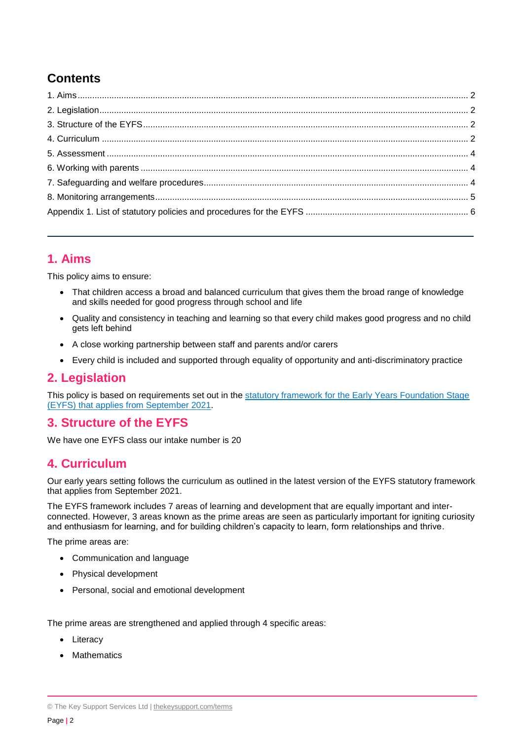## Contents

1. Aims ................................................................................................................................................................... 2
2. Legislation ........................................................................................................................................................... 2
3. Structure of the EYFS ......................................................................................................................................... 2
4. Curriculum ........................................................................................................................................................... 2
5. Assessment ......................................................................................................................................................... 4
6. Working with parents ........................................................................................................................................... 4
7. Safeguarding and welfare procedures ................................................................................................................. 4
8. Monitoring arrangements ..................................................................................................................................... 5

Appendix 1. List of statutory policies and procedures for the EYFS ...................................................................... 6

---

## 1. Aims

This policy aims to ensure:

- That children access a broad and balanced curriculum that gives them the broad range of knowledge and skills needed for good progress through school and life
- Quality and consistency in teaching and learning so that every child makes good progress and no child gets left behind
- A close working partnership between staff and parents and/or carers
- Every child is included and supported through equality of opportunity and anti-discriminatory practice

## 2. Legislation

This policy is based on requirements set out in the [statutory framework for the Early Years Foundation Stage (EYFS) that applies from September 2021](#).

## 3. Structure of the EYFS

We have one EYFS class our intake number is 20

## 4. Curriculum

Our early years setting follows the curriculum as outlined in the latest version of the EYFS statutory framework that applies from September 2021.

The EYFS framework includes 7 areas of learning and development that are equally important and inter-connected. However, 3 areas known as the prime areas are seen as particularly important for igniting curiosity and enthusiasm for learning, and for building children's capacity to learn, form relationships and thrive.

The prime areas are:

- Communication and language
- Physical development
- Personal, social and emotional development

The prime areas are strengthened and applied through 4 specific areas:

- Literacy
- Mathematics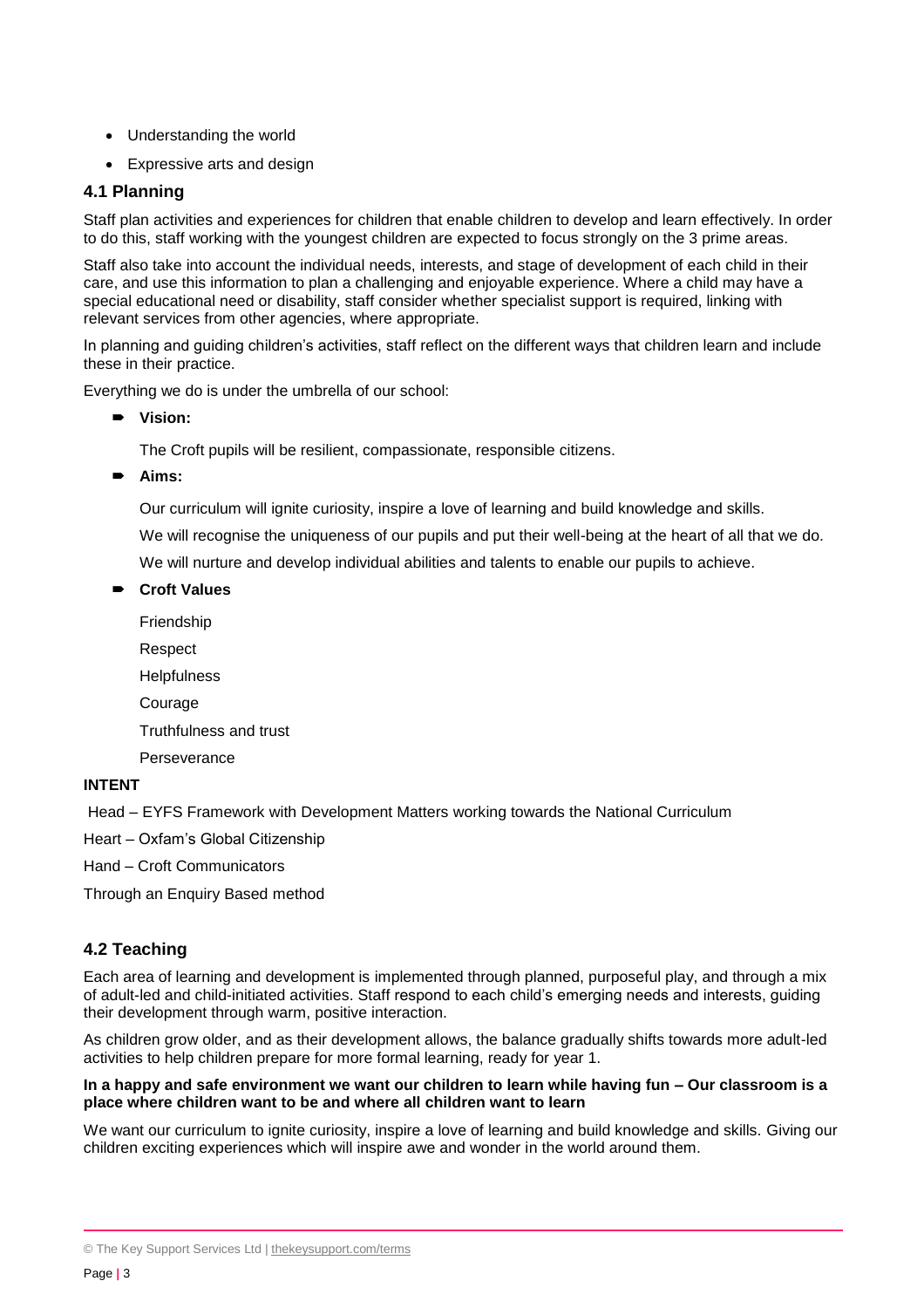- Understanding the world
- Expressive arts and design

### 4.1 Planning

Staff plan activities and experiences for children that enable children to develop and learn effectively. In order to do this, staff working with the youngest children are expected to focus strongly on the 3 prime areas.

Staff also take into account the individual needs, interests, and stage of development of each child in their care, and use this information to plan a challenging and enjoyable experience. Where a child may have a special educational need or disability, staff consider whether specialist support is required, linking with relevant services from other agencies, where appropriate.

In planning and guiding children's activities, staff reflect on the different ways that children learn and include these in their practice.

Everything we do is under the umbrella of our school:

- **Vision:**

  The Croft pupils will be resilient, compassionate, responsible citizens.

- **Aims:**

  Our curriculum will ignite curiosity, inspire a love of learning and build knowledge and skills.

  We will recognise the uniqueness of our pupils and put their well-being at the heart of all that we do.

  We will nurture and develop individual abilities and talents to enable our pupils to achieve.

- **Croft Values**

  Friendship

  Respect

  Helpfulness

  Courage

  Truthfulness and trust

  Perseverance

**INTENT**

Head – EYFS Framework with Development Matters working towards the National Curriculum

Heart – Oxfam's Global Citizenship

Hand – Croft Communicators

Through an Enquiry Based method

### 4.2 Teaching

Each area of learning and development is implemented through planned, purposeful play, and through a mix of adult-led and child-initiated activities. Staff respond to each child's emerging needs and interests, guiding their development through warm, positive interaction.

As children grow older, and as their development allows, the balance gradually shifts towards more adult-led activities to help children prepare for more formal learning, ready for year 1.

**In a happy and safe environment we want our children to learn while having fun – Our classroom is a place where children want to be and where all children want to learn**

We want our curriculum to ignite curiosity, inspire a love of learning and build knowledge and skills. Giving our children exciting experiences which will inspire awe and wonder in the world around them.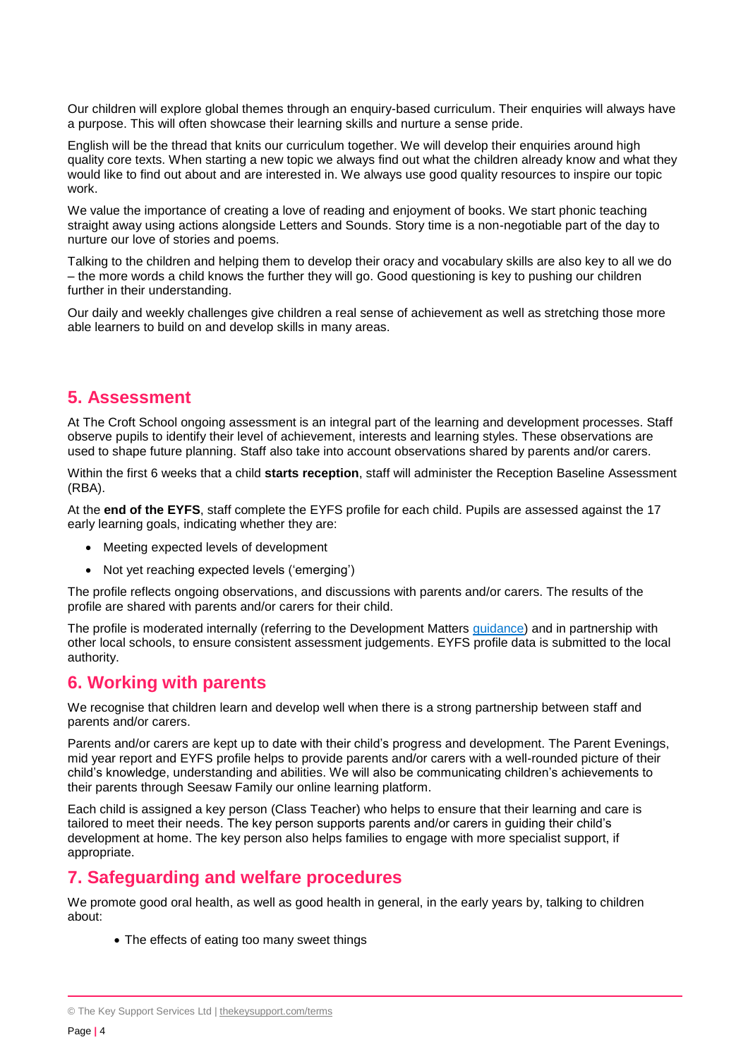Our children will explore global themes through an enquiry-based curriculum. Their enquiries will always have a purpose. This will often showcase their learning skills and nurture a sense pride.

English will be the thread that knits our curriculum together. We will develop their enquiries around high quality core texts. When starting a new topic we always find out what the children already know and what they would like to find out about and are interested in. We always use good quality resources to inspire our topic work.

We value the importance of creating a love of reading and enjoyment of books. We start phonic teaching straight away using actions alongside Letters and Sounds. Story time is a non-negotiable part of the day to nurture our love of stories and poems.

Talking to the children and helping them to develop their oracy and vocabulary skills are also key to all we do – the more words a child knows the further they will go. Good questioning is key to pushing our children further in their understanding.

Our daily and weekly challenges give children a real sense of achievement as well as stretching those more able learners to build on and develop skills in many areas.

## 5. Assessment

At The Croft School ongoing assessment is an integral part of the learning and development processes. Staff observe pupils to identify their level of achievement, interests and learning styles. These observations are used to shape future planning. Staff also take into account observations shared by parents and/or carers.

Within the first 6 weeks that a child **starts reception**, staff will administer the Reception Baseline Assessment (RBA).

At the **end of the EYFS**, staff complete the EYFS profile for each child. Pupils are assessed against the 17 early learning goals, indicating whether they are:

- Meeting expected levels of development
- Not yet reaching expected levels ('emerging')

The profile reflects ongoing observations, and discussions with parents and/or carers. The results of the profile are shared with parents and/or carers for their child.

The profile is moderated internally (referring to the Development Matters guidance) and in partnership with other local schools, to ensure consistent assessment judgements. EYFS profile data is submitted to the local authority.

## 6. Working with parents

We recognise that children learn and develop well when there is a strong partnership between staff and parents and/or carers.

Parents and/or carers are kept up to date with their child's progress and development. The Parent Evenings, mid year report and EYFS profile helps to provide parents and/or carers with a well-rounded picture of their child's knowledge, understanding and abilities. We will also be communicating children's achievements to their parents through Seesaw Family our online learning platform.

Each child is assigned a key person (Class Teacher) who helps to ensure that their learning and care is tailored to meet their needs. The key person supports parents and/or carers in guiding their child's development at home. The key person also helps families to engage with more specialist support, if appropriate.

## 7. Safeguarding and welfare procedures

We promote good oral health, as well as good health in general, in the early years by, talking to children about:

- The effects of eating too many sweet things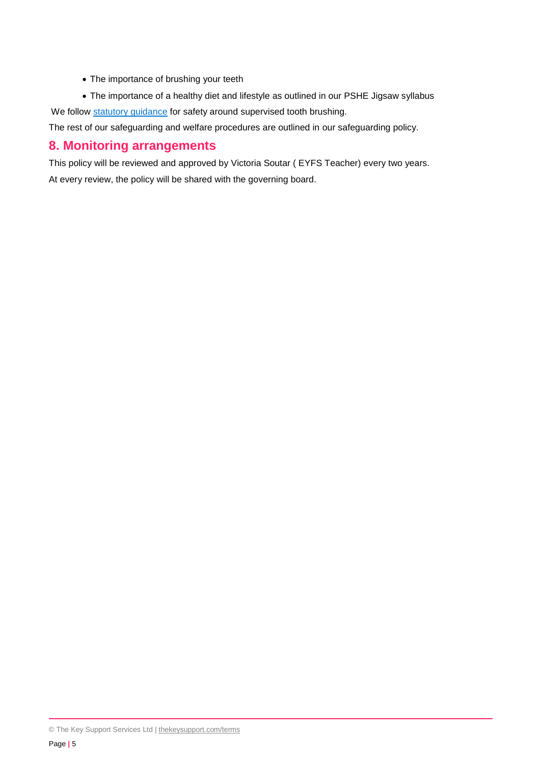- The importance of brushing your teeth
- The importance of a healthy diet and lifestyle as outlined in our PSHE Jigsaw syllabus

We follow statutory guidance for safety around supervised tooth brushing.

The rest of our safeguarding and welfare procedures are outlined in our safeguarding policy.

## 8. Monitoring arrangements

This policy will be reviewed and approved by Victoria Soutar ( EYFS Teacher) every two years.

At every review, the policy will be shared with the governing board.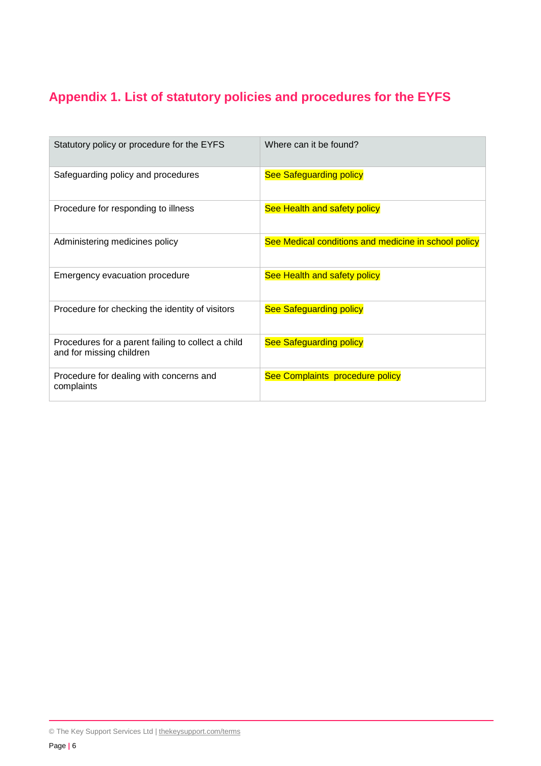# Appendix 1. List of statutory policies and procedures for the EYFS

| Statutory policy or procedure for the EYFS | Where can it be found? |
|---|---|
| Safeguarding policy and procedures | See Safeguarding policy |
| Procedure for responding to illness | See Health and safety policy |
| Administering medicines policy | See Medical conditions and medicine in school policy |
| Emergency evacuation procedure | See Health and safety policy |
| Procedure for checking the identity of visitors | See Safeguarding policy |
| Procedures for a parent failing to collect a child and for missing children | See Safeguarding policy |
| Procedure for dealing with concerns and complaints | See Complaints  procedure policy |

© The Key Support Services Ltd | thekeysupport.com/terms